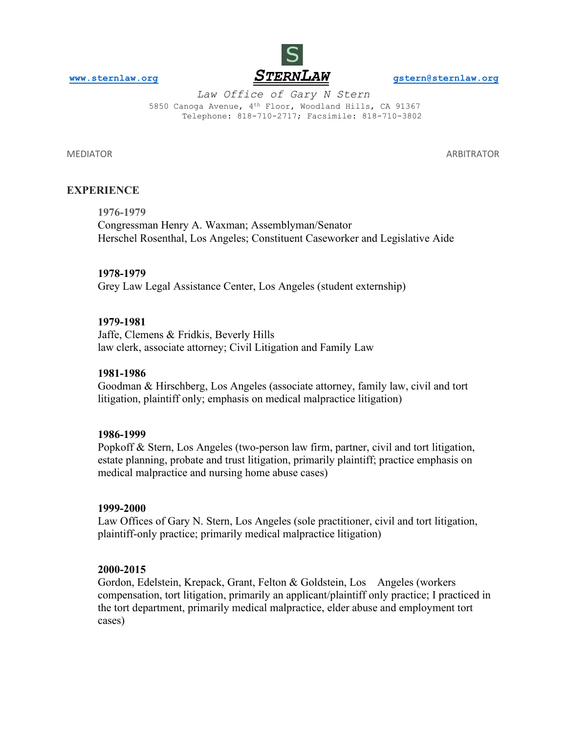www.sternlaw.org **STERNLAW** gstern@sternlaw.org

*Law Office of Gary N Stern*
5850 Canoga Avenue, 4th Floor, Woodland Hills, CA 91367
Telephone: 818-710-2717; Facsimile: 818-710-3802

MEDIATOR ARBITRATOR

## EXPERIENCE

**1976-1979**
Congressman Henry A. Waxman; Assemblyman/Senator
Herschel Rosenthal, Los Angeles; Constituent Caseworker and Legislative Aide

**1978-1979**
Grey Law Legal Assistance Center, Los Angeles (student externship)

**1979-1981**
Jaffe, Clemens & Fridkis, Beverly Hills
law clerk, associate attorney; Civil Litigation and Family Law

**1981-1986**
Goodman & Hirschberg, Los Angeles (associate attorney, family law, civil and tort litigation, plaintiff only; emphasis on medical malpractice litigation)

**1986-1999**
Popkoff & Stern, Los Angeles (two-person law firm, partner, civil and tort litigation, estate planning, probate and trust litigation, primarily plaintiff; practice emphasis on medical malpractice and nursing home abuse cases)

**1999-2000**
Law Offices of Gary N. Stern, Los Angeles (sole practitioner, civil and tort litigation, plaintiff-only practice; primarily medical malpractice litigation)

**2000-2015**
Gordon, Edelstein, Krepack, Grant, Felton & Goldstein, Los Angeles (workers compensation, tort litigation, primarily an applicant/plaintiff only practice; I practiced in the tort department, primarily medical malpractice, elder abuse and employment tort cases)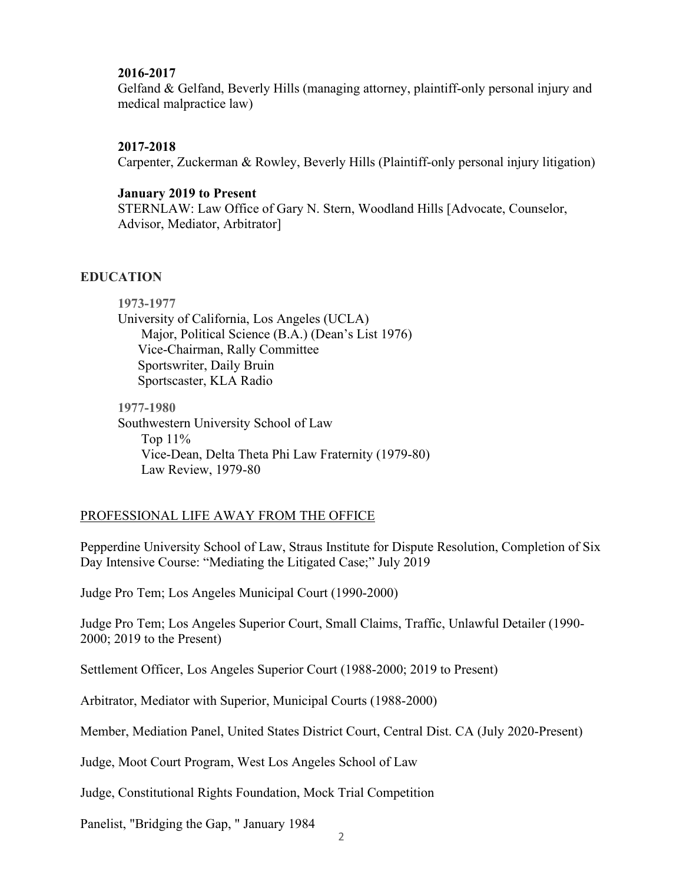**2016-2017**
Gelfand & Gelfand, Beverly Hills (managing attorney, plaintiff-only personal injury and medical malpractice law)

**2017-2018**
Carpenter, Zuckerman & Rowley, Beverly Hills (Plaintiff-only personal injury litigation)

**January 2019 to Present**
STERNLAW: Law Office of Gary N. Stern, Woodland Hills [Advocate, Counselor, Advisor, Mediator, Arbitrator]

## EDUCATION

**1973-1977**
University of California, Los Angeles (UCLA)
- Major, Political Science (B.A.) (Dean's List 1976)
- Vice-Chairman, Rally Committee
- Sportswriter, Daily Bruin
- Sportscaster, KLA Radio

**1977-1980**
Southwestern University School of Law
- Top 11%
- Vice-Dean, Delta Theta Phi Law Fraternity (1979-80)
- Law Review, 1979-80

## PROFESSIONAL LIFE AWAY FROM THE OFFICE

Pepperdine University School of Law, Straus Institute for Dispute Resolution, Completion of Six Day Intensive Course: "Mediating the Litigated Case;" July 2019

Judge Pro Tem; Los Angeles Municipal Court (1990-2000)

Judge Pro Tem; Los Angeles Superior Court, Small Claims, Traffic, Unlawful Detailer (1990-2000; 2019 to the Present)

Settlement Officer, Los Angeles Superior Court (1988-2000; 2019 to Present)

Arbitrator, Mediator with Superior, Municipal Courts (1988-2000)

Member, Mediation Panel, United States District Court, Central Dist. CA (July 2020-Present)

Judge, Moot Court Program, West Los Angeles School of Law

Judge, Constitutional Rights Foundation, Mock Trial Competition

Panelist, "Bridging the Gap, " January 1984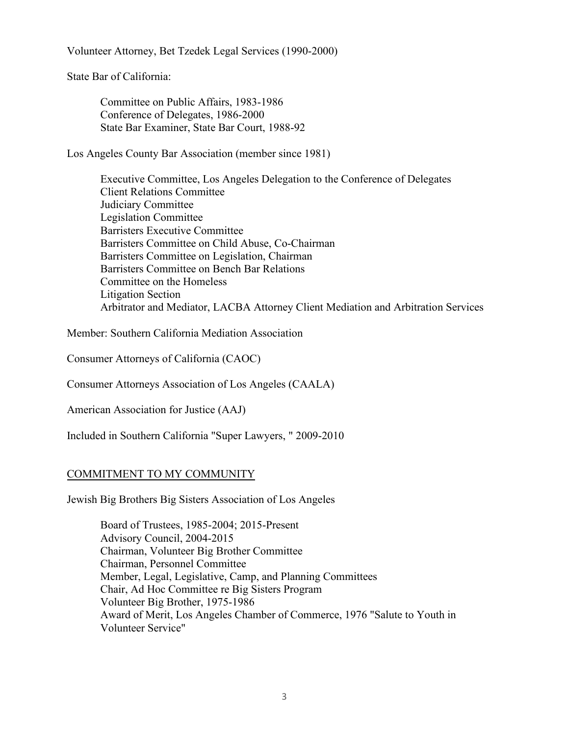Volunteer Attorney, Bet Tzedek Legal Services (1990-2000)

State Bar of California:

> Committee on Public Affairs, 1983-1986
> Conference of Delegates, 1986-2000
> State Bar Examiner, State Bar Court, 1988-92

Los Angeles County Bar Association (member since 1981)

> Executive Committee, Los Angeles Delegation to the Conference of Delegates
> Client Relations Committee
> Judiciary Committee
> Legislation Committee
> Barristers Executive Committee
> Barristers Committee on Child Abuse, Co-Chairman
> Barristers Committee on Legislation, Chairman
> Barristers Committee on Bench Bar Relations
> Committee on the Homeless
> Litigation Section
> Arbitrator and Mediator, LACBA Attorney Client Mediation and Arbitration Services

Member: Southern California Mediation Association

Consumer Attorneys of California (CAOC)

Consumer Attorneys Association of Los Angeles (CAALA)

American Association for Justice (AAJ)

Included in Southern California "Super Lawyers, " 2009-2010

## <u>COMMITMENT TO MY COMMUNITY</u>

Jewish Big Brothers Big Sisters Association of Los Angeles

> Board of Trustees, 1985-2004; 2015-Present
> Advisory Council, 2004-2015
> Chairman, Volunteer Big Brother Committee
> Chairman, Personnel Committee
> Member, Legal, Legislative, Camp, and Planning Committees
> Chair, Ad Hoc Committee re Big Sisters Program
> Volunteer Big Brother, 1975-1986
> Award of Merit, Los Angeles Chamber of Commerce, 1976 "Salute to Youth in Volunteer Service"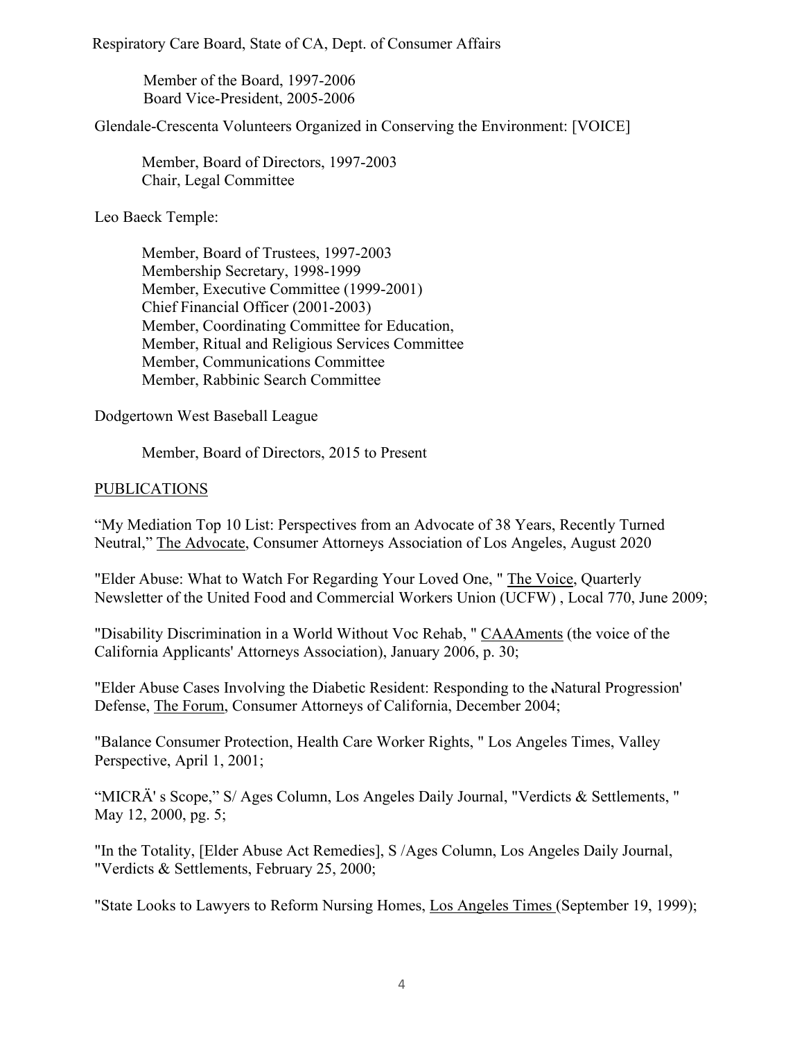Respiratory Care Board, State of CA, Dept. of Consumer Affairs

Member of the Board, 1997-2006
Board Vice-President, 2005-2006

Glendale-Crescenta Volunteers Organized in Conserving the Environment: [VOICE]

Member, Board of Directors, 1997-2003
Chair, Legal Committee

Leo Baeck Temple:

Member, Board of Trustees, 1997-2003
Membership Secretary, 1998-1999
Member, Executive Committee (1999-2001)
Chief Financial Officer (2001-2003)
Member, Coordinating Committee for Education,
Member, Ritual and Religious Services Committee
Member, Communications Committee
Member, Rabbinic Search Committee

Dodgertown West Baseball League

Member, Board of Directors, 2015 to Present

## PUBLICATIONS

"My Mediation Top 10 List: Perspectives from an Advocate of 38 Years, Recently Turned Neutral," The Advocate, Consumer Attorneys Association of Los Angeles, August 2020

"Elder Abuse: What to Watch For Regarding Your Loved One, " The Voice, Quarterly Newsletter of the United Food and Commercial Workers Union (UCFW) , Local 770, June 2009;

"Disability Discrimination in a World Without Voc Rehab, " CAAAments (the voice of the California Applicants' Attorneys Association), January 2006, p. 30;

"Elder Abuse Cases Involving the Diabetic Resident: Responding to the 'Natural Progression' Defense, The Forum, Consumer Attorneys of California, December 2004;

"Balance Consumer Protection, Health Care Worker Rights, " Los Angeles Times, Valley Perspective, April 1, 2001;

"MICRÄ' s Scope," S/ Ages Column, Los Angeles Daily Journal, "Verdicts & Settlements, " May 12, 2000, pg. 5;

"In the Totality, [Elder Abuse Act Remedies], S /Ages Column, Los Angeles Daily Journal, "Verdicts & Settlements, February 25, 2000;

"State Looks to Lawyers to Reform Nursing Homes, Los Angeles Times (September 19, 1999);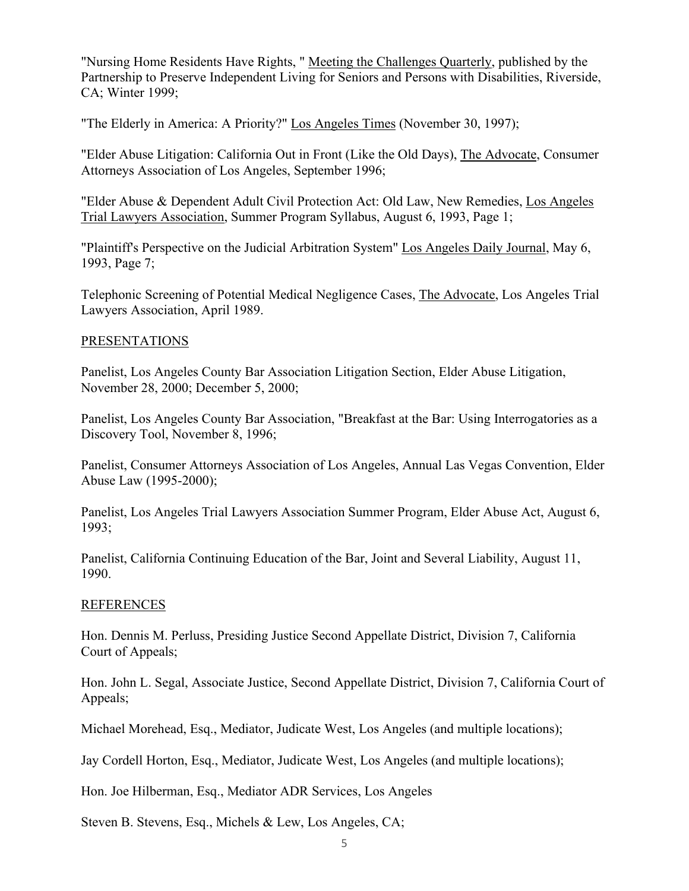"Nursing Home Residents Have Rights, " Meeting the Challenges Quarterly, published by the Partnership to Preserve Independent Living for Seniors and Persons with Disabilities, Riverside, CA; Winter 1999;

"The Elderly in America: A Priority?" Los Angeles Times (November 30, 1997);

"Elder Abuse Litigation: California Out in Front (Like the Old Days), The Advocate, Consumer Attorneys Association of Los Angeles, September 1996;

"Elder Abuse & Dependent Adult Civil Protection Act: Old Law, New Remedies, Los Angeles Trial Lawyers Association, Summer Program Syllabus, August 6, 1993, Page 1;

"Plaintiff's Perspective on the Judicial Arbitration System" Los Angeles Daily Journal, May 6, 1993, Page 7;

Telephonic Screening of Potential Medical Negligence Cases, The Advocate, Los Angeles Trial Lawyers Association, April 1989.

## PRESENTATIONS

Panelist, Los Angeles County Bar Association Litigation Section, Elder Abuse Litigation, November 28, 2000; December 5, 2000;

Panelist, Los Angeles County Bar Association, "Breakfast at the Bar: Using Interrogatories as a Discovery Tool, November 8, 1996;

Panelist, Consumer Attorneys Association of Los Angeles, Annual Las Vegas Convention, Elder Abuse Law (1995-2000);

Panelist, Los Angeles Trial Lawyers Association Summer Program, Elder Abuse Act, August 6, 1993;

Panelist, California Continuing Education of the Bar, Joint and Several Liability, August 11, 1990.

## REFERENCES

Hon. Dennis M. Perluss, Presiding Justice Second Appellate District, Division 7, California Court of Appeals;

Hon. John L. Segal, Associate Justice, Second Appellate District, Division 7, California Court of Appeals;

Michael Morehead, Esq., Mediator, Judicate West, Los Angeles (and multiple locations);

Jay Cordell Horton, Esq., Mediator, Judicate West, Los Angeles (and multiple locations);

Hon. Joe Hilberman, Esq., Mediator ADR Services, Los Angeles

Steven B. Stevens, Esq., Michels & Lew, Los Angeles, CA;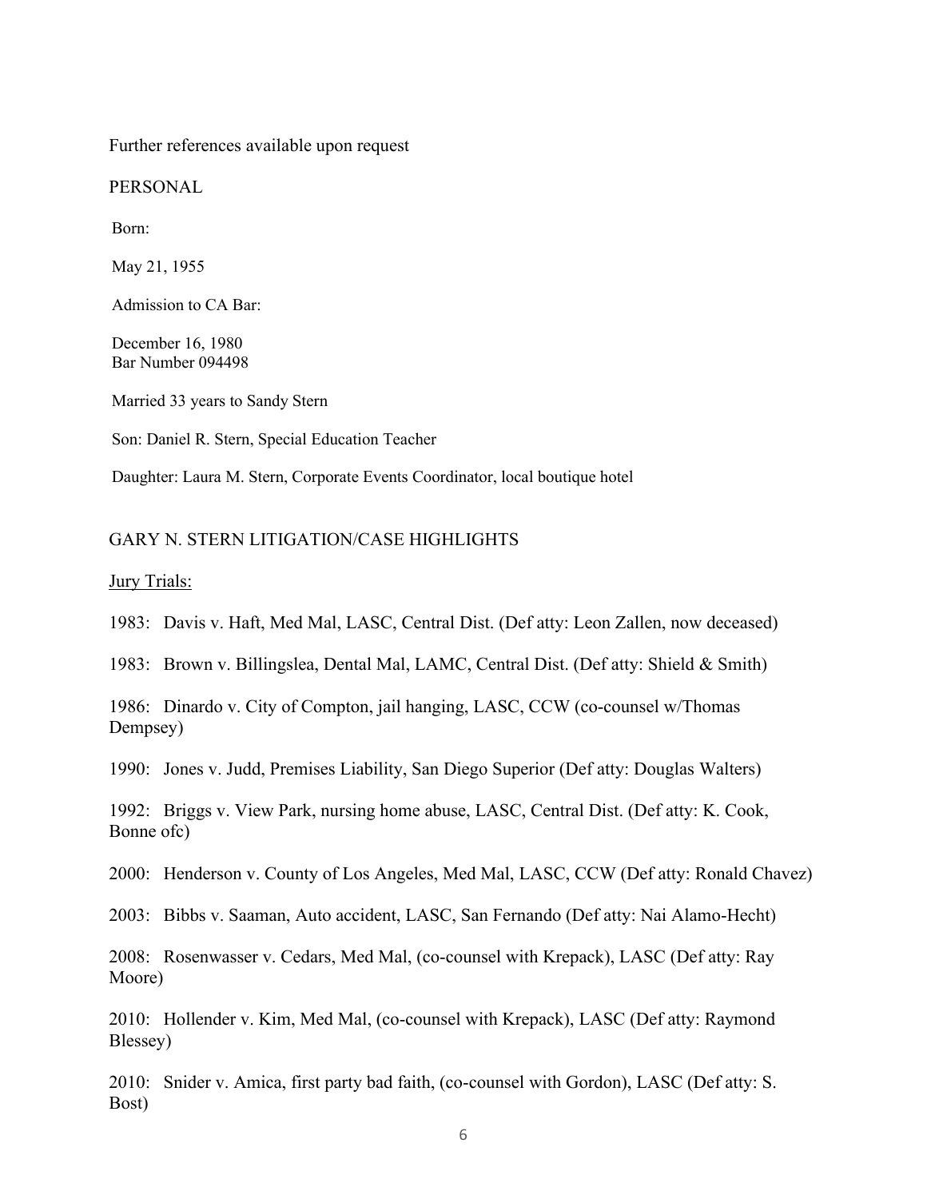Further references available upon request

PERSONAL

Born:

May 21, 1955

Admission to CA Bar:

December 16, 1980
Bar Number 094498

Married 33 years to Sandy Stern

Son: Daniel R. Stern, Special Education Teacher

Daughter: Laura M. Stern, Corporate Events Coordinator, local boutique hotel

## GARY N. STERN LITIGATION/CASE HIGHLIGHTS

Jury Trials:

1983: Davis v. Haft, Med Mal, LASC, Central Dist. (Def atty: Leon Zallen, now deceased)

1983: Brown v. Billingslea, Dental Mal, LAMC, Central Dist. (Def atty: Shield & Smith)

1986: Dinardo v. City of Compton, jail hanging, LASC, CCW (co-counsel w/Thomas Dempsey)

1990: Jones v. Judd, Premises Liability, San Diego Superior (Def atty: Douglas Walters)

1992: Briggs v. View Park, nursing home abuse, LASC, Central Dist. (Def atty: K. Cook, Bonne ofc)

2000: Henderson v. County of Los Angeles, Med Mal, LASC, CCW (Def atty: Ronald Chavez)

2003: Bibbs v. Saaman, Auto accident, LASC, San Fernando (Def atty: Nai Alamo-Hecht)

2008: Rosenwasser v. Cedars, Med Mal, (co-counsel with Krepack), LASC (Def atty: Ray Moore)

2010: Hollender v. Kim, Med Mal, (co-counsel with Krepack), LASC (Def atty: Raymond Blessey)

2010: Snider v. Amica, first party bad faith, (co-counsel with Gordon), LASC (Def atty: S. Bost)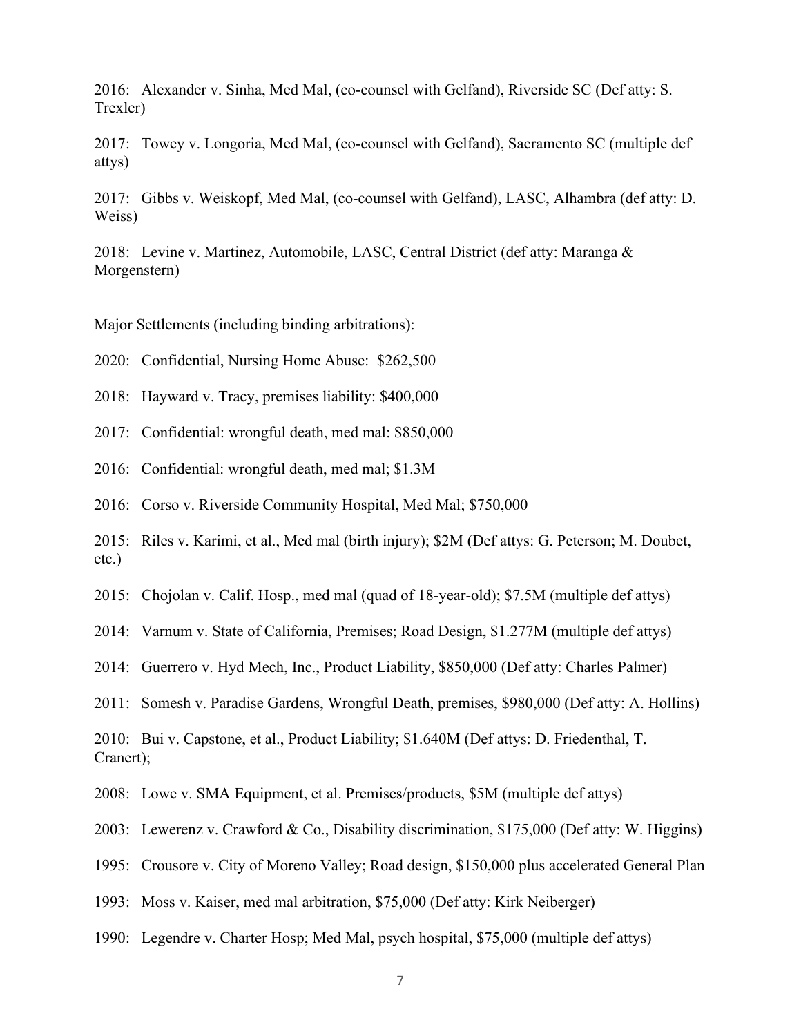2016: Alexander v. Sinha, Med Mal, (co-counsel with Gelfand), Riverside SC (Def atty: S. Trexler)

2017: Towey v. Longoria, Med Mal, (co-counsel with Gelfand), Sacramento SC (multiple def attys)

2017: Gibbs v. Weiskopf, Med Mal, (co-counsel with Gelfand), LASC, Alhambra (def atty: D. Weiss)

2018: Levine v. Martinez, Automobile, LASC, Central District (def atty: Maranga & Morgenstern)

<u>Major Settlements (including binding arbitrations):</u>

2020: Confidential, Nursing Home Abuse: $262,500

2018: Hayward v. Tracy, premises liability: $400,000

2017: Confidential: wrongful death, med mal: $850,000

2016: Confidential: wrongful death, med mal; $1.3M

2016: Corso v. Riverside Community Hospital, Med Mal; $750,000

2015: Riles v. Karimi, et al., Med mal (birth injury); $2M (Def attys: G. Peterson; M. Doubet, etc.)

2015: Chojolan v. Calif. Hosp., med mal (quad of 18-year-old); $7.5M (multiple def attys)

2014: Varnum v. State of California, Premises; Road Design, $1.277M (multiple def attys)

2014: Guerrero v. Hyd Mech, Inc., Product Liability, $850,000 (Def atty: Charles Palmer)

2011: Somesh v. Paradise Gardens, Wrongful Death, premises, $980,000 (Def atty: A. Hollins)

2010: Bui v. Capstone, et al., Product Liability; $1.640M (Def attys: D. Friedenthal, T. Cranert);

2008: Lowe v. SMA Equipment, et al. Premises/products, $5M (multiple def attys)

2003: Lewerenz v. Crawford & Co., Disability discrimination, $175,000 (Def atty: W. Higgins)

1995: Crousore v. City of Moreno Valley; Road design, $150,000 plus accelerated General Plan

1993: Moss v. Kaiser, med mal arbitration, $75,000 (Def atty: Kirk Neiberger)

1990: Legendre v. Charter Hosp; Med Mal, psych hospital, $75,000 (multiple def attys)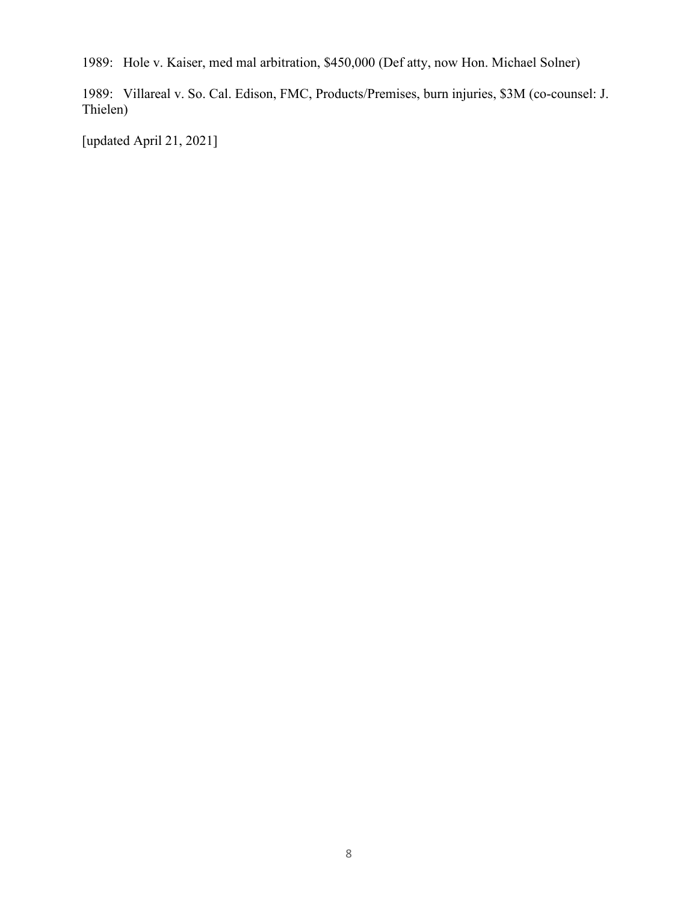1989: Hole v. Kaiser, med mal arbitration, $450,000 (Def atty, now Hon. Michael Solner)

1989: Villareal v. So. Cal. Edison, FMC, Products/Premises, burn injuries, $3M (co-counsel: J. Thielen)

[updated April 21, 2021]